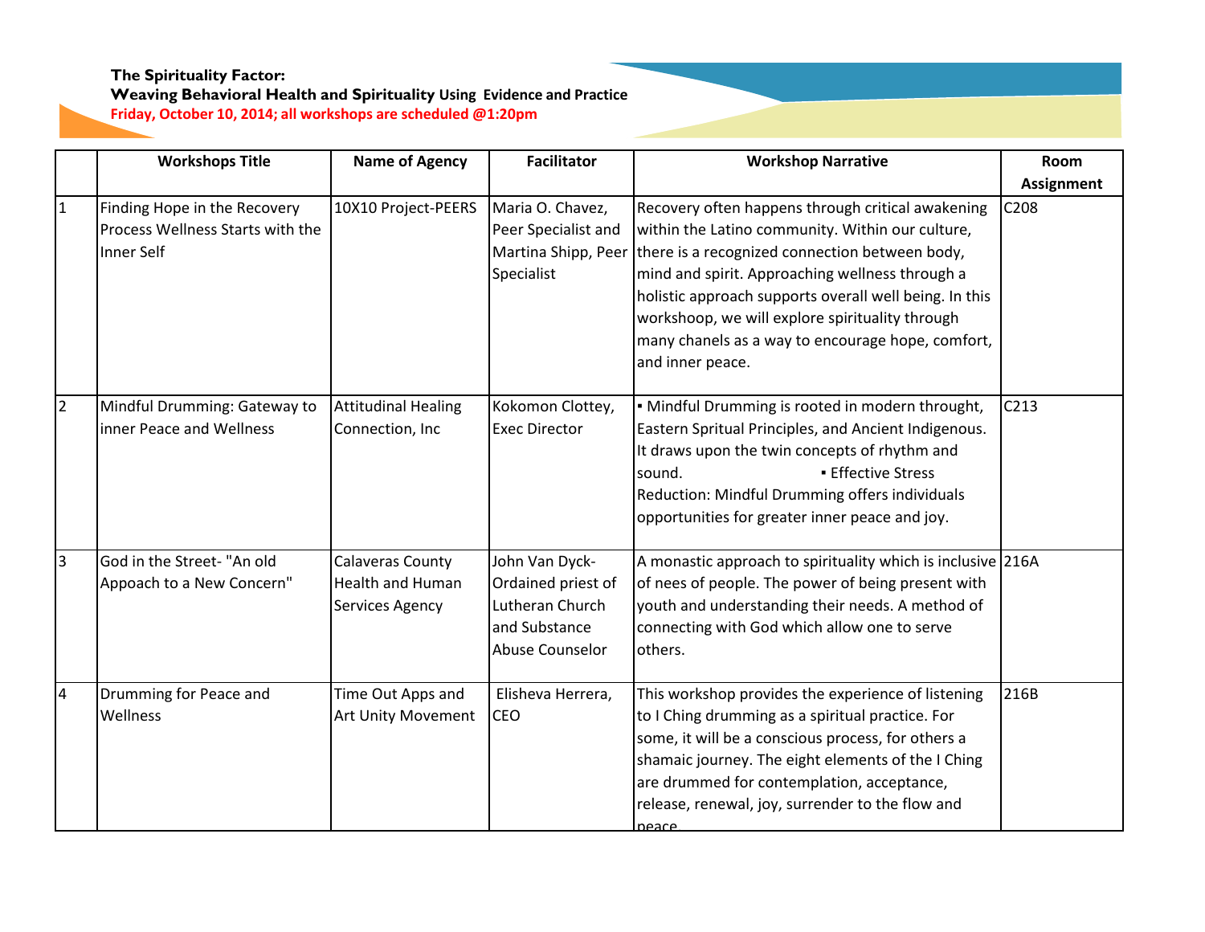**The Spirituality Factor:**

**Weaving Behavioral Health and Spirituality Using Evidence and Practice**

**Friday, October 10, 2014; all workshops are scheduled @1:20pm**

| | Workshops Title | Name of Agency | Facilitator | Workshop Narrative | Room Assignment |
|---|---|---|---|---|---|
| 1 | Finding Hope in the Recovery Process Wellness Starts with the Inner Self | 10X10 Project-PEERS | Maria O. Chavez, Peer Specialist and Martina Shipp, Peer Specialist | Recovery often happens through critical awakening within the Latino community. Within our culture, there is a recognized connection between body, mind and spirit. Approaching wellness through a holistic approach supports overall well being. In this workshoop, we will explore spirituality through many chanels as a way to encourage hope, comfort, and inner peace. | C208 |
| 2 | Mindful Drumming: Gateway to inner Peace and Wellness | Attitudinal Healing Connection, Inc | Kokomon Clottey, Exec Director | ▪ Mindful Drumming is rooted in modern throught, Eastern Spritual Principles, and Ancient Indigenous. It draws upon the twin concepts of rhythm and sound. ▪ Effective Stress Reduction: Mindful Drumming offers individuals opportunities for greater inner peace and joy. | C213 |
| 3 | God in the Street- "An old Appoach to a New Concern" | Calaveras County Health and Human Services Agency | John Van Dyck- Ordained priest of Lutheran Church and Substance Abuse Counselor | A monastic approach to spirituality which is inclusive of nees of people. The power of being present with youth and understanding their needs. A method of connecting with God which allow one to serve others. | 216A |
| 4 | Drumming for Peace and Wellness | Time Out Apps and Art Unity Movement | Elisheva Herrera, CEO | This workshop provides the experience of listening to I Ching drumming as a spiritual practice. For some, it will be a conscious process, for others a shamaic journey. The eight elements of the I Ching are drummed for contemplation, acceptance, release, renewal, joy, surrender to the flow and peace | 216B |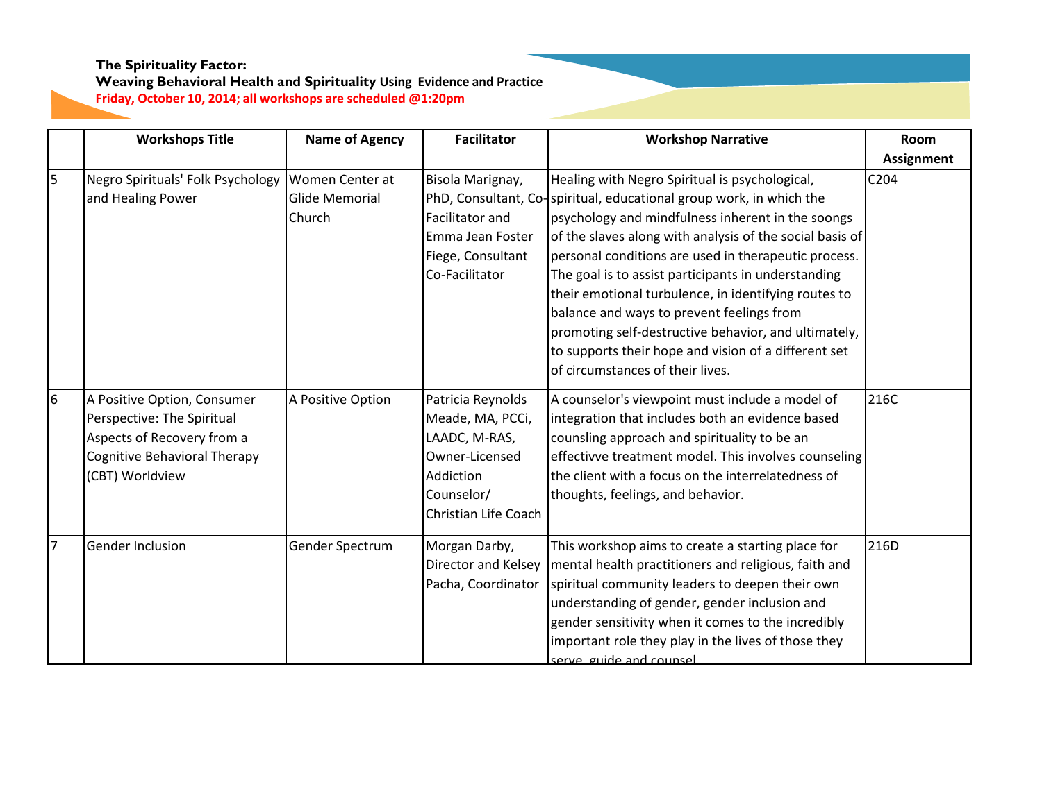**The Spirituality Factor:**
**Weaving Behavioral Health and Spirituality Using Evidence and Practice**
**Friday, October 10, 2014; all workshops are scheduled @1:20pm**

| | Workshops Title | Name of Agency | Facilitator | Workshop Narrative | Room Assignment |
|---|---|---|---|---|---|
| 5 | Negro Spirituals' Folk Psychology and Healing Power | Women Center at Glide Memorial Church | Bisola Marignay, PhD, Consultant, Co-Facilitator and Emma Jean Foster Fiege, Consultant Co-Facilitator | Healing with Negro Spiritual is psychological, spiritual, educational group work, in which the psychology and mindfulness inherent in the soongs of the slaves along with analysis of the social basis of personal conditions are used in therapeutic process. The goal is to assist participants in understanding their emotional turbulence, in identifying routes to balance and ways to prevent feelings from promoting self-destructive behavior, and ultimately, to supports their hope and vision of a different set of circumstances of their lives. | C204 |
| 6 | A Positive Option, Consumer Perspective: The Spiritual Aspects of Recovery from a Cognitive Behavioral Therapy (CBT) Worldview | A Positive Option | Patricia Reynolds Meade, MA, PCCi, LAADC, M-RAS, Owner-Licensed Addiction Counselor/ Christian Life Coach | A counselor's viewpoint must include a model of integration that includes both an evidence based counsling approach and spirituality to be an effectivve treatment model. This involves counseling the client with a focus on the interrelatedness of thoughts, feelings, and behavior. | 216C |
| 7 | Gender Inclusion | Gender Spectrum | Morgan Darby, Director and Kelsey Pacha, Coordinator | This workshop aims to create a starting place for mental health practitioners and religious, faith and spiritual community leaders to deepen their own understanding of gender, gender inclusion and gender sensitivity when it comes to the incredibly important role they play in the lives of those they serve, guide and counsel. | 216D |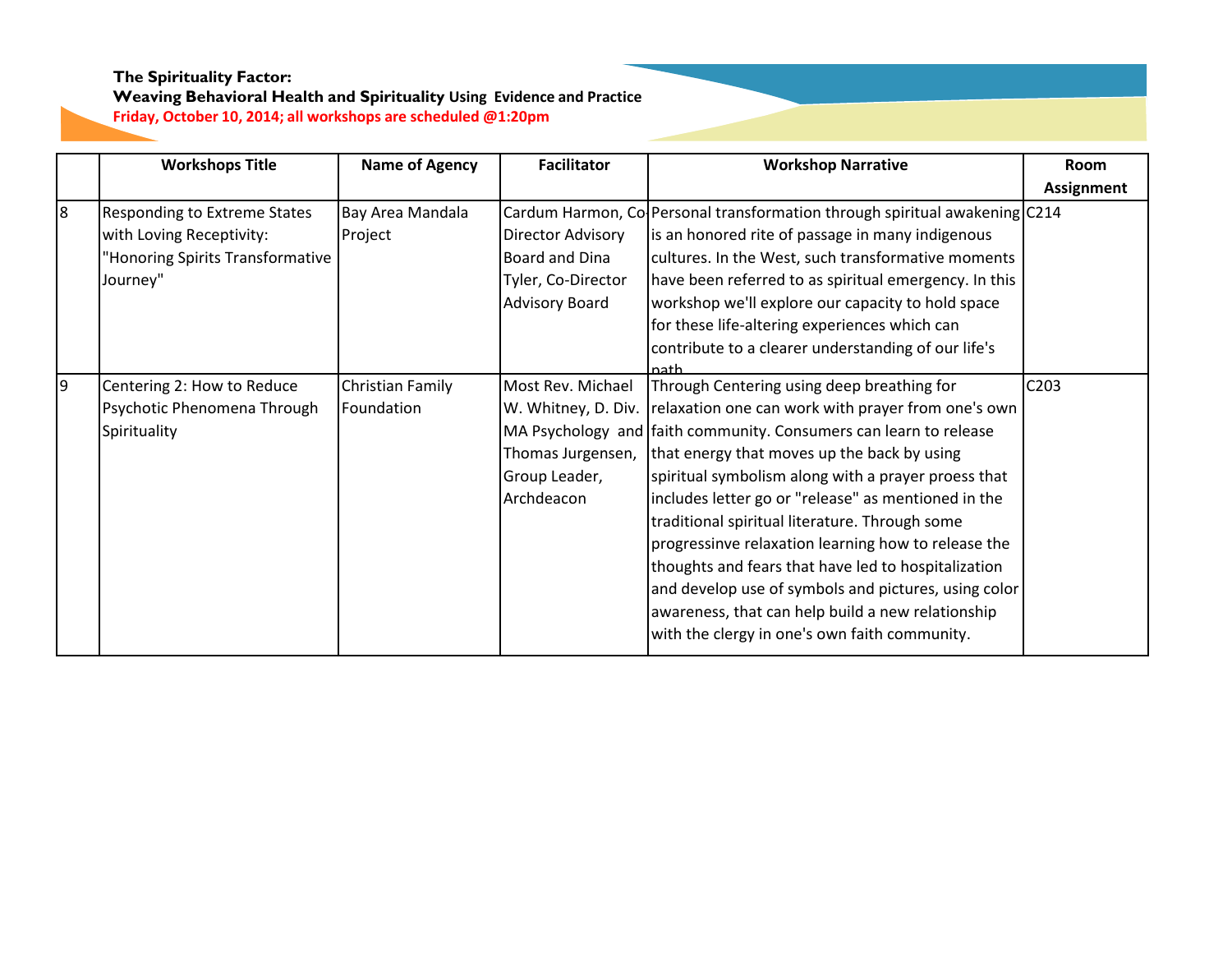**The Spirituality Factor:**
**Weaving Behavioral Health and Spirituality Using Evidence and Practice**
**Friday, October 10, 2014; all workshops are scheduled @1:20pm**

| | Workshops Title | Name of Agency | Facilitator | Workshop Narrative | Room Assignment |
|---|---|---|---|---|---|
| 8 | Responding to Extreme States with Loving Receptivity: "Honoring Spirits Transformative Journey" | Bay Area Mandala Project | Cardum Harmon, Co-Director Advisory Board and Dina Tyler, Co-Director Advisory Board | Personal transformation through spiritual awakening is an honored rite of passage in many indigenous cultures. In the West, such transformative moments have been referred to as spiritual emergency. In this workshop we'll explore our capacity to hold space for these life-altering experiences which can contribute to a clearer understanding of our life's path | C214 |
| 9 | Centering 2: How to Reduce Psychotic Phenomena Through Spirituality | Christian Family Foundation | Most Rev. Michael W. Whitney, D. Div. MA Psychology and Thomas Jurgensen, Group Leader, Archdeacon | Through Centering using deep breathing for relaxation one can work with prayer from one's own faith community. Consumers can learn to release that energy that moves up the back by using spiritual symbolism along with a prayer proess that includes letter go or "release" as mentioned in the traditional spiritual literature. Through some progressinve relaxation learning how to release the thoughts and fears that have led to hospitalization and develop use of symbols and pictures, using color awareness, that can help build a new relationship with the clergy in one's own faith community. | C203 |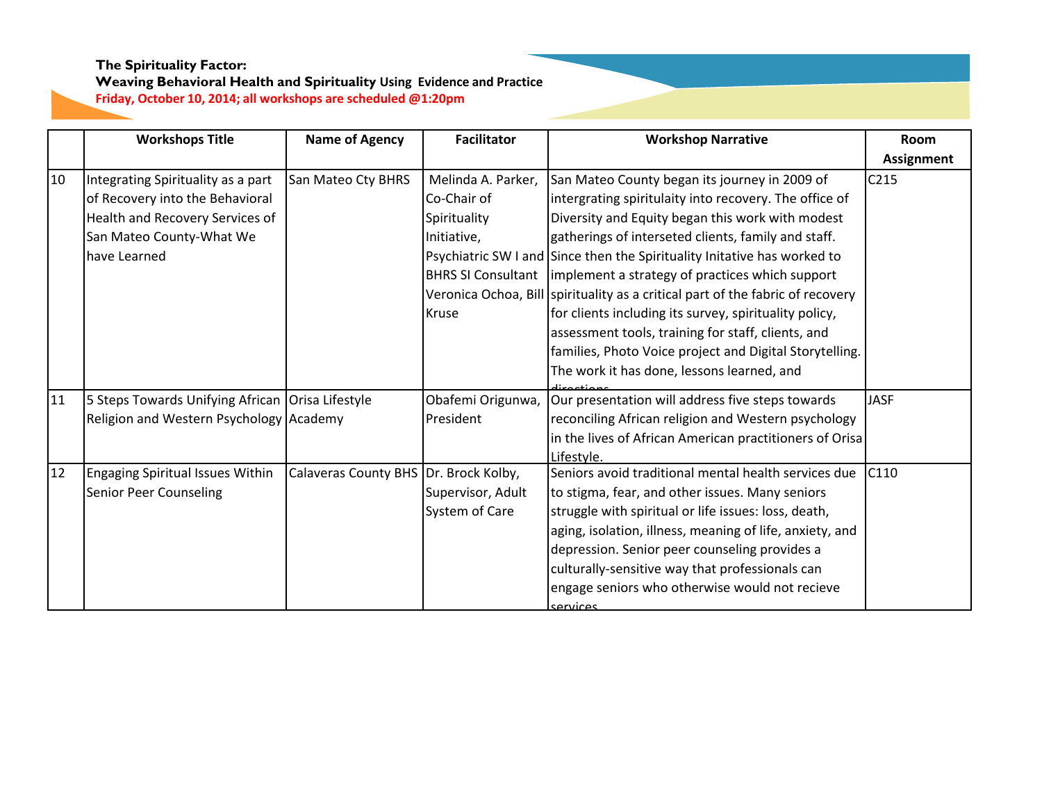**The Spirituality Factor:**

**Weaving Behavioral Health and Spirituality Using Evidence and Practice**

**Friday, October 10, 2014; all workshops are scheduled @1:20pm**

| | Workshops Title | Name of Agency | Facilitator | Workshop Narrative | Room Assignment |
|---|---|---|---|---|---|
| 10 | Integrating Spirituality as a part of Recovery into the Behavioral Health and Recovery Services of San Mateo County-What We have Learned | San Mateo Cty BHRS | Melinda A. Parker, Co-Chair of Spirituality Initiative, Psychiatric SW I and BHRS SI Consultant Veronica Ochoa, Bill Kruse | San Mateo County began its journey in 2009 of intergrating spiritulaity into recovery. The office of Diversity and Equity began this work with modest gatherings of interseted clients, family and staff. Since then the Spirituality Initative has worked to implement a strategy of practices which support spirituality as a critical part of the fabric of recovery for clients including its survey, spirituality policy, assessment tools, training for staff, clients, and families, Photo Voice project and Digital Storytelling. The work it has done, lessons learned, and directions | C215 |
| 11 | 5 Steps Towards Unifying African Religion and Western Psychology | Orisa Lifestyle Academy | Obafemi Origunwa, President | Our presentation will address five steps towards reconciling African religion and Western psychology in the lives of African American practitioners of Orisa Lifestyle. | JASF |
| 12 | Engaging Spiritual Issues Within Senior Peer Counseling | Calaveras County BHS | Dr. Brock Kolby, Supervisor, Adult System of Care | Seniors avoid traditional mental health services due to stigma, fear, and other issues. Many seniors struggle with spiritual or life issues: loss, death, aging, isolation, illness, meaning of life, anxiety, and depression. Senior peer counseling provides a culturally-sensitive way that professionals can engage seniors who otherwise would not recieve services. | C110 |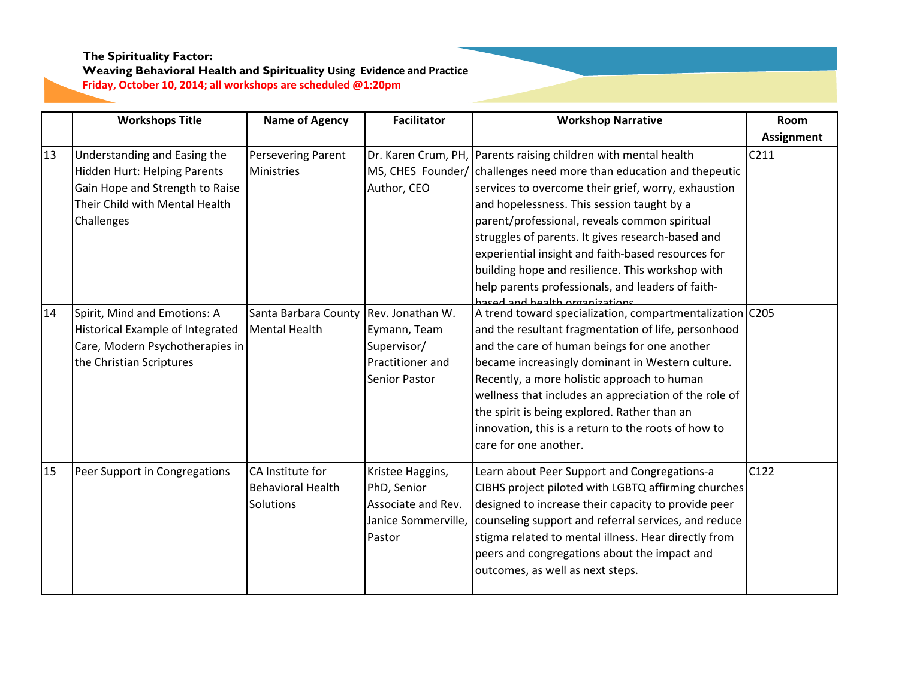**The Spirituality Factor:**
**Weaving Behavioral Health and Spirituality Using Evidence and Practice**
**Friday, October 10, 2014; all workshops are scheduled @1:20pm**

| | Workshops Title | Name of Agency | Facilitator | Workshop Narrative | Room Assignment |
|---|---|---|---|---|---|
| 13 | Understanding and Easing the Hidden Hurt: Helping Parents Gain Hope and Strength to Raise Their Child with Mental Health Challenges | Persevering Parent Ministries | Dr. Karen Crum, PH, MS, CHES Founder/ Author, CEO | Parents raising children with mental health challenges need more than education and thepeutic services to overcome their grief, worry, exhaustion and hopelessness. This session taught by a parent/professional, reveals common spiritual struggles of parents. It gives research-based and experiential insight and faith-based resources for building hope and resilience. This workshop with help parents professionals, and leaders of faith-based and health organizations | C211 |
| 14 | Spirit, Mind and Emotions: A Historical Example of Integrated Care, Modern Psychotherapies in the Christian Scriptures | Santa Barbara County Mental Health | Rev. Jonathan W. Eymann, Team Supervisor/ Practitioner and Senior Pastor | A trend toward specialization, compartmentalization and the resultant fragmentation of life, personhood and the care of human beings for one another became increasingly dominant in Western culture. Recently, a more holistic approach to human wellness that includes an appreciation of the role of the spirit is being explored. Rather than an innovation, this is a return to the roots of how to care for one another. | C205 |
| 15 | Peer Support in Congregations | CA Institute for Behavioral Health Solutions | Kristee Haggins, PhD, Senior Associate and Rev. Janice Sommerville, Pastor | Learn about Peer Support and Congregations-a CIBHS project piloted with LGBTQ affirming churches designed to increase their capacity to provide peer counseling support and referral services, and reduce stigma related to mental illness. Hear directly from peers and congregations about the impact and outcomes, as well as next steps. | C122 |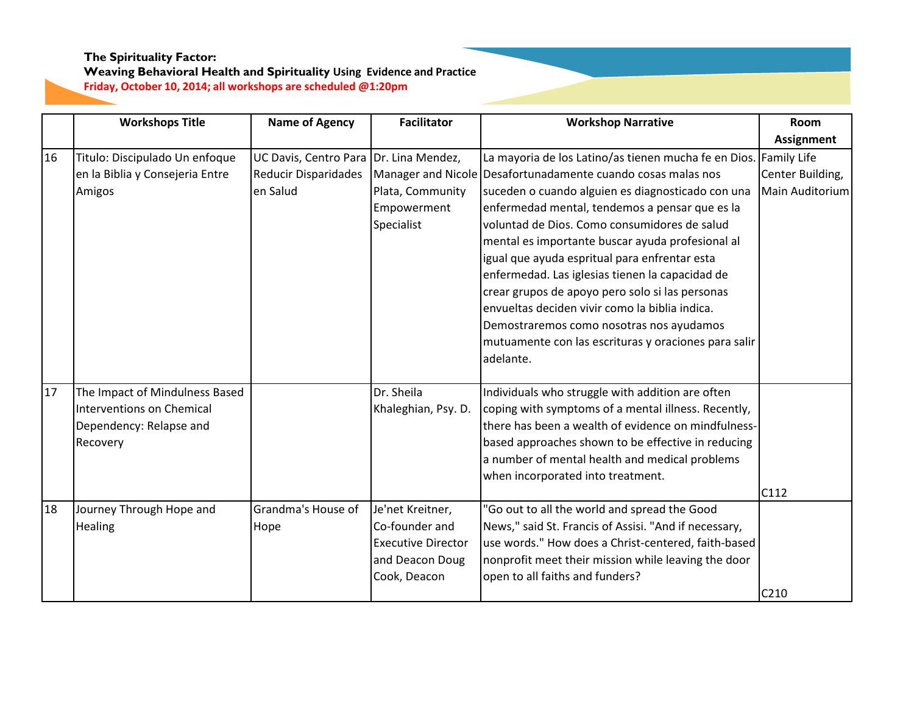**The Spirituality Factor:**
**Weaving Behavioral Health and Spirituality Using Evidence and Practice**
**Friday, October 10, 2014; all workshops are scheduled @1:20pm**

| | Workshops Title | Name of Agency | Facilitator | Workshop Narrative | Room Assignment |
|---|---|---|---|---|---|
| 16 | Titulo: Discipulado Un enfoque en la Biblia y Consejeria Entre Amigos | UC Davis, Centro Para Reducir Disparidades en Salud | Dr. Lina Mendez, Manager and Nicole Plata, Community Empowerment Specialist | La mayoria de los Latino/as tienen mucha fe en Dios. Desafortunadamente cuando cosas malas nos suceden o cuando alguien es diagnosticado con una enfermedad mental, tendemos a pensar que es la voluntad de Dios. Como consumidores de salud mental es importante buscar ayuda profesional al igual que ayuda espritual para enfrentar esta enfermedad. Las iglesias tienen la capacidad de crear grupos de apoyo pero solo si las personas envueltas deciden vivir como la biblia indica. Demostraremos como nosotras nos ayudamos mutuamente con las escrituras y oraciones para salir adelante. | Family Life Center Building, Main Auditorium |
| 17 | The Impact of Mindulness Based Interventions on Chemical Dependency: Relapse and Recovery | | Dr. Sheila Khaleghian, Psy. D. | Individuals who struggle with addition are often coping with symptoms of a mental illness. Recently, there has been a wealth of evidence on mindfulness-based approaches shown to be effective in reducing a number of mental health and medical problems when incorporated into treatment. | C112 |
| 18 | Journey Through Hope and Healing | Grandma's House of Hope | Je'net Kreitner, Co-founder and Executive Director and Deacon Doug Cook, Deacon | "Go out to all the world and spread the Good News," said St. Francis of Assisi. "And if necessary, use words." How does a Christ-centered, faith-based nonprofit meet their mission while leaving the door open to all faiths and funders? | C210 |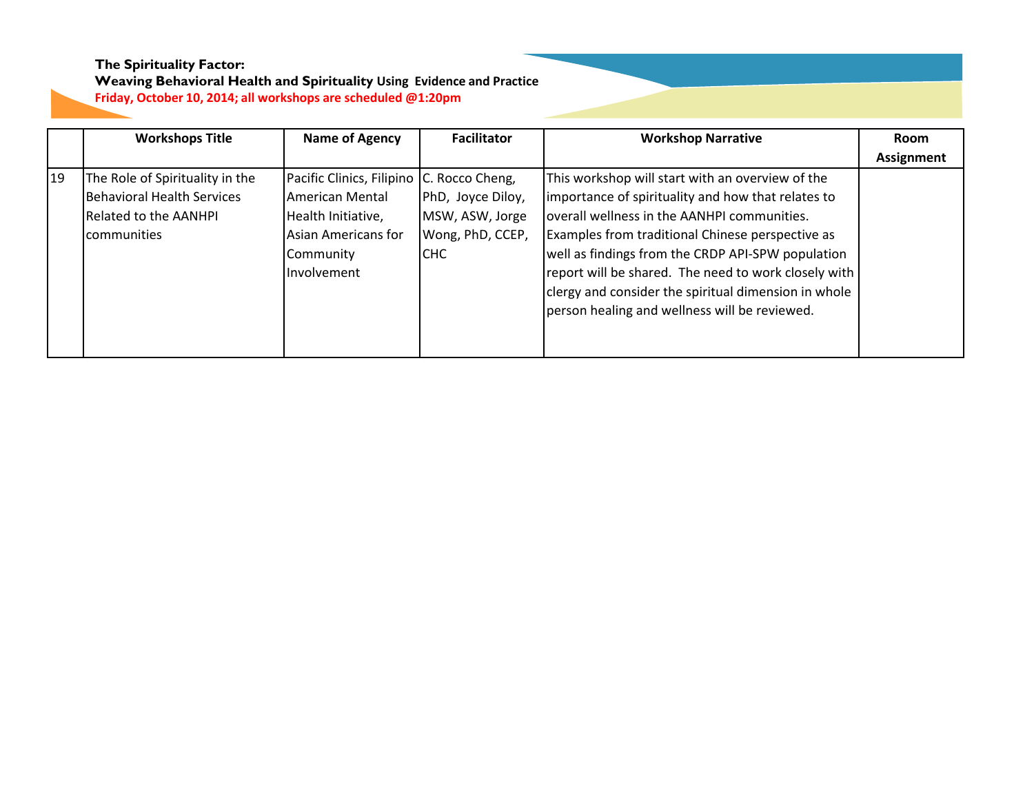**The Spirituality Factor:**
**Weaving Behavioral Health and Spirituality Using Evidence and Practice**
**Friday, October 10, 2014; all workshops are scheduled @1:20pm**

| | Workshops Title | Name of Agency | Facilitator | Workshop Narrative | Room Assignment |
|---|---|---|---|---|---|
| 19 | The Role of Spirituality in the Behavioral Health Services Related to the AANHPI communities | Pacific Clinics, Filipino American Mental Health Initiative, Asian Americans for Community Involvement | C. Rocco Cheng, PhD, Joyce Diloy, MSW, ASW, Jorge Wong, PhD, CCEP, CHC | This workshop will start with an overview of the importance of spirituality and how that relates to overall wellness in the AANHPI communities. Examples from traditional Chinese perspective as well as findings from the CRDP API-SPW population report will be shared. The need to work closely with clergy and consider the spiritual dimension in whole person healing and wellness will be reviewed. | |